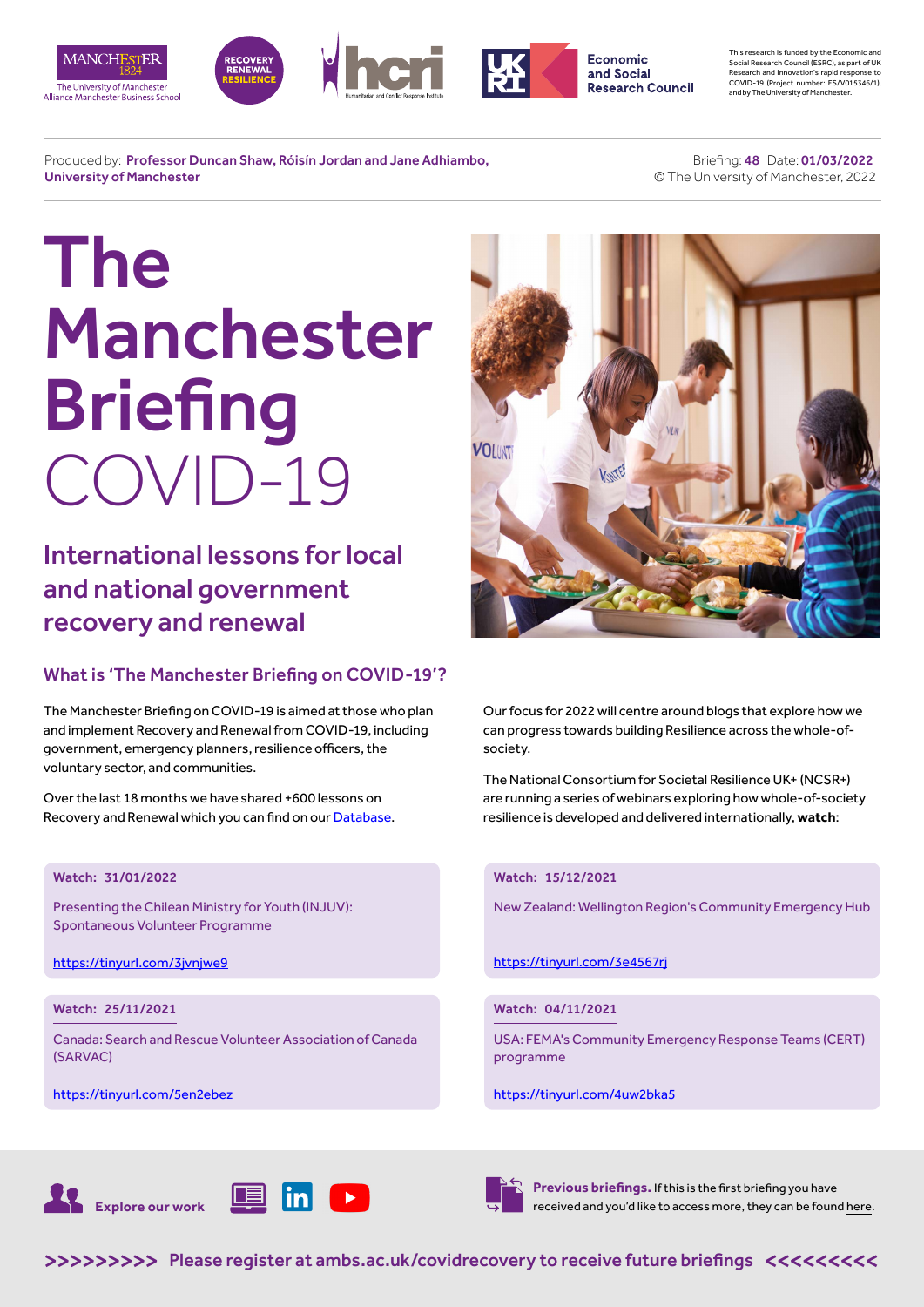This research is funded by the Economic and Social Research Council (ESRC), as part of UK Research and Innovation's rapid response to COVID-19 (Project number: ES/V015346/1), and by The University of Manchester.

Produced by: **Professor Duncan Shaw, Róisín Jordan and Jane Adhiambo, University of Manchester**

Briefing: **48** Date: **01/03/2022**
© The University of Manchester, 2022

# The Manchester Briefing COVID-19

## International lessons for local and national government recovery and renewal

### What is 'The Manchester Briefing on COVID-19'?

The Manchester Briefing on COVID-19 is aimed at those who plan and implement Recovery and Renewal from COVID-19, including government, emergency planners, resilience officers, the voluntary sector, and communities.

Over the last 18 months we have shared +600 lessons on Recovery and Renewal which you can find on our Database.

Our focus for 2022 will centre around blogs that explore how we can progress towards building Resilience across the whole-of-society.

The National Consortium for Societal Resilience UK+ (NCSR+) are running a series of webinars exploring how whole-of-society resilience is developed and delivered internationally, **watch**:

**Watch: 31/01/2022**

Presenting the Chilean Ministry for Youth (INJUV): Spontaneous Volunteer Programme

https://tinyurl.com/3jvnjwe9

**Watch: 15/12/2021**

New Zealand: Wellington Region's Community Emergency Hub

https://tinyurl.com/3e4567rj

**Watch: 25/11/2021**

Canada: Search and Rescue Volunteer Association of Canada (SARVAC)

https://tinyurl.com/5en2ebez

**Watch: 04/11/2021**

USA: FEMA's Community Emergency Response Teams (CERT) programme

https://tinyurl.com/4uw2bka5

**Explore our work**

**Previous briefings.** If this is the first briefing you have received and you'd like to access more, they can be found here.

**>>>>>>>>> Please register at ambs.ac.uk/covidrecovery to receive future briefings <<<<<<<<<**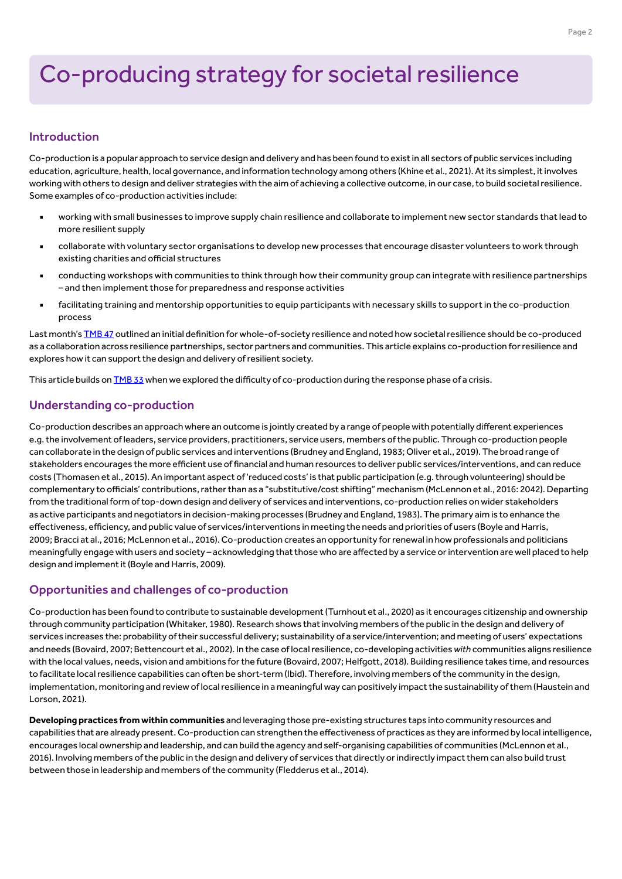# Co-producing strategy for societal resilience

## Introduction

Co-production is a popular approach to service design and delivery and has been found to exist in all sectors of public services including education, agriculture, health, local governance, and information technology among others (Khine et al., 2021). At its simplest, it involves working with others to design and deliver strategies with the aim of achieving a collective outcome, in our case, to build societal resilience. Some examples of co-production activities include:

- working with small businesses to improve supply chain resilience and collaborate to implement new sector standards that lead to more resilient supply
- collaborate with voluntary sector organisations to develop new processes that encourage disaster volunteers to work through existing charities and official structures
- conducting workshops with communities to think through how their community group can integrate with resilience partnerships – and then implement those for preparedness and response activities
- facilitating training and mentorship opportunities to equip participants with necessary skills to support in the co-production process

Last month's TMB 47 outlined an initial definition for whole-of-society resilience and noted how societal resilience should be co-produced as a collaboration across resilience partnerships, sector partners and communities. This article explains co-production for resilience and explores how it can support the design and delivery of resilient society.

This article builds on TMB 33 when we explored the difficulty of co-production during the response phase of a crisis.

## Understanding co-production

Co-production describes an approach where an outcome is jointly created by a range of people with potentially different experiences e.g. the involvement of leaders, service providers, practitioners, service users, members of the public. Through co-production people can collaborate in the design of public services and interventions (Brudney and England, 1983; Oliver et al., 2019). The broad range of stakeholders encourages the more efficient use of financial and human resources to deliver public services/interventions, and can reduce costs (Thomasen et al., 2015). An important aspect of 'reduced costs' is that public participation (e.g. through volunteering) should be complementary to officials' contributions, rather than as a "substitutive/cost shifting" mechanism (McLennon et al., 2016: 2042). Departing from the traditional form of top-down design and delivery of services and interventions, co-production relies on wider stakeholders as active participants and negotiators in decision-making processes (Brudney and England, 1983). The primary aim is to enhance the effectiveness, efficiency, and public value of services/interventions in meeting the needs and priorities of users (Boyle and Harris, 2009; Bracci at al., 2016; McLennon et al., 2016). Co-production creates an opportunity for renewal in how professionals and politicians meaningfully engage with users and society – acknowledging that those who are affected by a service or intervention are well placed to help design and implement it (Boyle and Harris, 2009).

## Opportunities and challenges of co-production

Co-production has been found to contribute to sustainable development (Turnhout et al., 2020) as it encourages citizenship and ownership through community participation (Whitaker, 1980). Research shows that involving members of the public in the design and delivery of services increases the: probability of their successful delivery; sustainability of a service/intervention; and meeting of users' expectations and needs (Bovaird, 2007; Bettencourt et al., 2002). In the case of local resilience, co-developing activities *with* communities aligns resilience with the local values, needs, vision and ambitions for the future (Bovaird, 2007; Helfgott, 2018). Building resilience takes time, and resources to facilitate local resilience capabilities can often be short-term (Ibid). Therefore, involving members of the community in the design, implementation, monitoring and review of local resilience in a meaningful way can positively impact the sustainability of them (Haustein and Lorson, 2021).

**Developing practices from within communities** and leveraging those pre-existing structures taps into community resources and capabilities that are already present. Co-production can strengthen the effectiveness of practices as they are informed by local intelligence, encourages local ownership and leadership, and can build the agency and self-organising capabilities of communities (McLennon et al., 2016). Involving members of the public in the design and delivery of services that directly or indirectly impact them can also build trust between those in leadership and members of the community (Fledderus et al., 2014).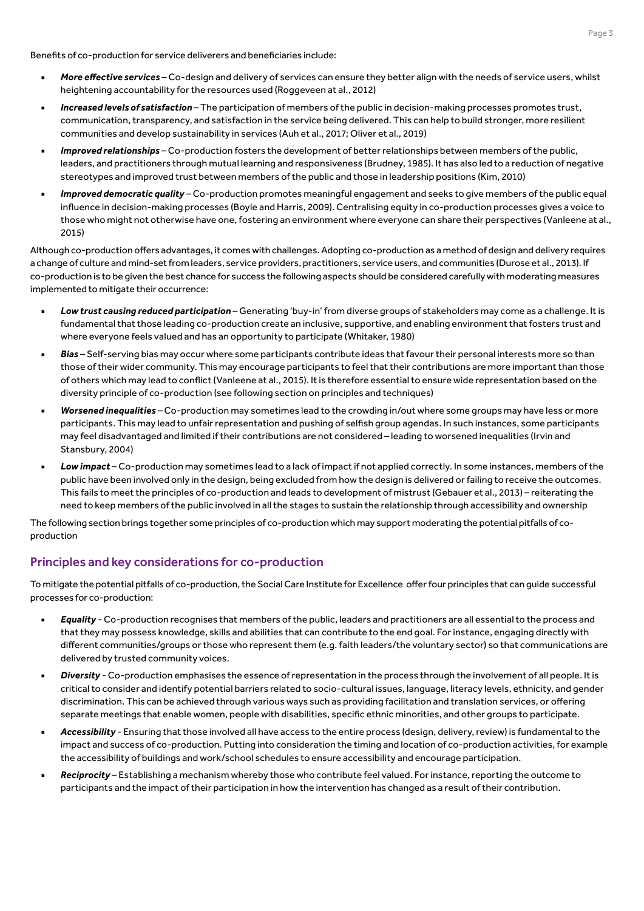Benefits of co-production for service deliverers and beneficiaries include:

- ***More effective services*** – Co-design and delivery of services can ensure they better align with the needs of service users, whilst heightening accountability for the resources used (Roggeveen at al., 2012)
- ***Increased levels of satisfaction*** – The participation of members of the public in decision-making processes promotes trust, communication, transparency, and satisfaction in the service being delivered. This can help to build stronger, more resilient communities and develop sustainability in services (Auh et al., 2017; Oliver et al., 2019)
- ***Improved relationships*** – Co-production fosters the development of better relationships between members of the public, leaders, and practitioners through mutual learning and responsiveness (Brudney, 1985). It has also led to a reduction of negative stereotypes and improved trust between members of the public and those in leadership positions (Kim, 2010)
- ***Improved democratic quality*** – Co-production promotes meaningful engagement and seeks to give members of the public equal influence in decision-making processes (Boyle and Harris, 2009). Centralising equity in co-production processes gives a voice to those who might not otherwise have one, fostering an environment where everyone can share their perspectives (Vanleene at al., 2015)

Although co-production offers advantages, it comes with challenges. Adopting co-production as a method of design and delivery requires a change of culture and mind-set from leaders, service providers, practitioners, service users, and communities (Durose et al., 2013). If co-production is to be given the best chance for success the following aspects should be considered carefully with moderating measures implemented to mitigate their occurrence:

- ***Low trust causing reduced participation*** – Generating 'buy-in' from diverse groups of stakeholders may come as a challenge. It is fundamental that those leading co-production create an inclusive, supportive, and enabling environment that fosters trust and where everyone feels valued and has an opportunity to participate (Whitaker, 1980)
- ***Bias*** – Self-serving bias may occur where some participants contribute ideas that favour their personal interests more so than those of their wider community. This may encourage participants to feel that their contributions are more important than those of others which may lead to conflict (Vanleene at al., 2015). It is therefore essential to ensure wide representation based on the diversity principle of co-production (see following section on principles and techniques)
- ***Worsened inequalities*** – Co-production may sometimes lead to the crowding in/out where some groups may have less or more participants. This may lead to unfair representation and pushing of selfish group agendas. In such instances, some participants may feel disadvantaged and limited if their contributions are not considered – leading to worsened inequalities (Irvin and Stansbury, 2004)
- ***Low impact*** – Co-production may sometimes lead to a lack of impact if not applied correctly. In some instances, members of the public have been involved only in the design, being excluded from how the design is delivered or failing to receive the outcomes. This fails to meet the principles of co-production and leads to development of mistrust (Gebauer et al., 2013) – reiterating the need to keep members of the public involved in all the stages to sustain the relationship through accessibility and ownership

The following section brings together some principles of co-production which may support moderating the potential pitfalls of co-production

## Principles and key considerations for co-production

To mitigate the potential pitfalls of co-production, the Social Care Institute for Excellence offer four principles that can guide successful processes for co-production:

- ***Equality*** - Co-production recognises that members of the public, leaders and practitioners are all essential to the process and that they may possess knowledge, skills and abilities that can contribute to the end goal. For instance, engaging directly with different communities/groups or those who represent them (e.g. faith leaders/the voluntary sector) so that communications are delivered by trusted community voices.
- ***Diversity*** - Co-production emphasises the essence of representation in the process through the involvement of all people. It is critical to consider and identify potential barriers related to socio-cultural issues, language, literacy levels, ethnicity, and gender discrimination. This can be achieved through various ways such as providing facilitation and translation services, or offering separate meetings that enable women, people with disabilities, specific ethnic minorities, and other groups to participate.
- ***Accessibility*** - Ensuring that those involved all have access to the entire process (design, delivery, review) is fundamental to the impact and success of co-production. Putting into consideration the timing and location of co-production activities, for example the accessibility of buildings and work/school schedules to ensure accessibility and encourage participation.
- ***Reciprocity*** – Establishing a mechanism whereby those who contribute feel valued. For instance, reporting the outcome to participants and the impact of their participation in how the intervention has changed as a result of their contribution.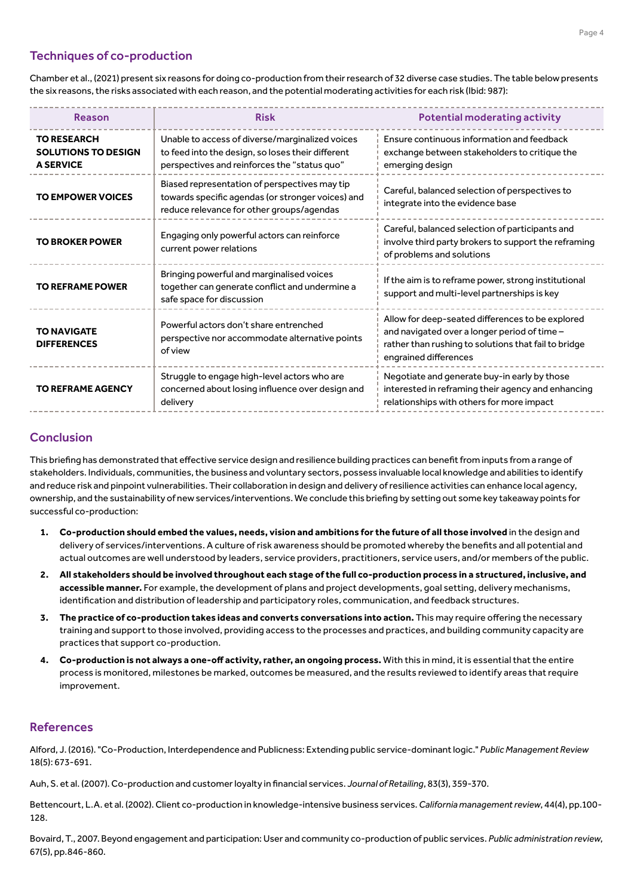## Techniques of co-production

Chamber et al., (2021) present six reasons for doing co-production from their research of 32 diverse case studies. The table below presents the six reasons, the risks associated with each reason, and the potential moderating activities for each risk (Ibid: 987):

| Reason | Risk | Potential moderating activity |
|---|---|---|
| **TO RESEARCH SOLUTIONS TO DESIGN A SERVICE** | Unable to access of diverse/marginalized voices to feed into the design, so loses their different perspectives and reinforces the "status quo" | Ensure continuous information and feedback exchange between stakeholders to critique the emerging design |
| **TO EMPOWER VOICES** | Biased representation of perspectives may tip towards specific agendas (or stronger voices) and reduce relevance for other groups/agendas | Careful, balanced selection of perspectives to integrate into the evidence base |
| **TO BROKER POWER** | Engaging only powerful actors can reinforce current power relations | Careful, balanced selection of participants and involve third party brokers to support the reframing of problems and solutions |
| **TO REFRAME POWER** | Bringing powerful and marginalised voices together can generate conflict and undermine a safe space for discussion | If the aim is to reframe power, strong institutional support and multi-level partnerships is key |
| **TO NAVIGATE DIFFERENCES** | Powerful actors don't share entrenched perspective nor accommodate alternative points of view | Allow for deep-seated differences to be explored and navigated over a longer period of time – rather than rushing to solutions that fail to bridge engrained differences |
| **TO REFRAME AGENCY** | Struggle to engage high-level actors who are concerned about losing influence over design and delivery | Negotiate and generate buy-in early by those interested in reframing their agency and enhancing relationships with others for more impact |

## Conclusion

This briefing has demonstrated that effective service design and resilience building practices can benefit from inputs from a range of stakeholders. Individuals, communities, the business and voluntary sectors, possess invaluable local knowledge and abilities to identify and reduce risk and pinpoint vulnerabilities. Their collaboration in design and delivery of resilience activities can enhance local agency, ownership, and the sustainability of new services/interventions. We conclude this briefing by setting out some key takeaway points for successful co-production:

1. **Co-production should embed the values, needs, vision and ambitions for the future of all those involved** in the design and delivery of services/interventions. A culture of risk awareness should be promoted whereby the benefits and all potential and actual outcomes are well understood by leaders, service providers, practitioners, service users, and/or members of the public.
2. **All stakeholders should be involved throughout each stage of the full co-production process in a structured, inclusive, and accessible manner.** For example, the development of plans and project developments, goal setting, delivery mechanisms, identification and distribution of leadership and participatory roles, communication, and feedback structures.
3. **The practice of co-production takes ideas and converts conversations into action.** This may require offering the necessary training and support to those involved, providing access to the processes and practices, and building community capacity are practices that support co-production.
4. **Co-production is not always a one-off activity, rather, an ongoing process.** With this in mind, it is essential that the entire process is monitored, milestones be marked, outcomes be measured, and the results reviewed to identify areas that require improvement.

## References

Alford, J. (2016). "Co-Production, Interdependence and Publicness: Extending public service-dominant logic." *Public Management Review* 18(5): 673-691.

Auh, S. et al. (2007). Co-production and customer loyalty in financial services. *Journal of Retailing*, 83(3), 359-370.

Bettencourt, L.A. et al. (2002). Client co-production in knowledge-intensive business services. *California management review*, 44(4), pp.100-128.

Bovaird, T., 2007. Beyond engagement and participation: User and community co-production of public services. *Public administration review*, 67(5), pp.846-860.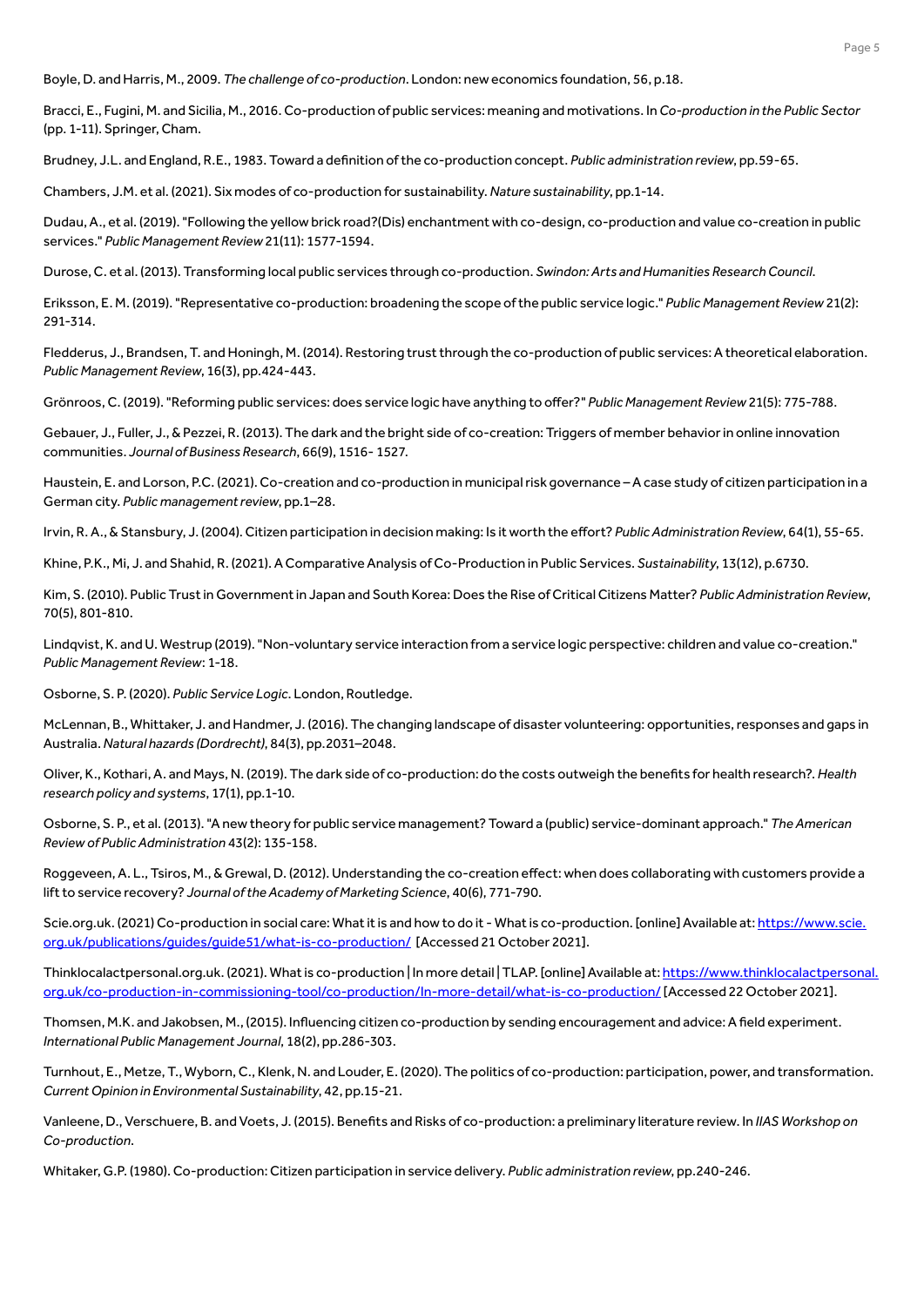Boyle, D. and Harris, M., 2009. *The challenge of co-production*. London: new economics foundation, 56, p.18.

Bracci, E., Fugini, M. and Sicilia, M., 2016. Co-production of public services: meaning and motivations. In *Co-production in the Public Sector* (pp. 1-11). Springer, Cham.

Brudney, J.L. and England, R.E., 1983. Toward a definition of the co-production concept. *Public administration review*, pp.59-65.

Chambers, J.M. et al. (2021). Six modes of co-production for sustainability. *Nature sustainability*, pp.1-14.

Dudau, A., et al. (2019). "Following the yellow brick road?(Dis) enchantment with co-design, co-production and value co-creation in public services." *Public Management Review* 21(11): 1577-1594.

Durose, C. et al. (2013). Transforming local public services through co-production. *Swindon: Arts and Humanities Research Council*.

Eriksson, E. M. (2019). "Representative co-production: broadening the scope of the public service logic." *Public Management Review* 21(2): 291-314.

Fledderus, J., Brandsen, T. and Honingh, M. (2014). Restoring trust through the co-production of public services: A theoretical elaboration. *Public Management Review*, 16(3), pp.424-443.

Grönroos, C. (2019). "Reforming public services: does service logic have anything to offer?" *Public Management Review* 21(5): 775-788.

Gebauer, J., Fuller, J., & Pezzei, R. (2013). The dark and the bright side of co-creation: Triggers of member behavior in online innovation communities. *Journal of Business Research*, 66(9), 1516- 1527.

Haustein, E. and Lorson, P.C. (2021). Co-creation and co-production in municipal risk governance – A case study of citizen participation in a German city. *Public management review*, pp.1–28.

Irvin, R. A., & Stansbury, J. (2004). Citizen participation in decision making: Is it worth the effort? *Public Administration Review*, 64(1), 55-65.

Khine, P.K., Mi, J. and Shahid, R. (2021). A Comparative Analysis of Co-Production in Public Services. *Sustainability*, 13(12), p.6730.

Kim, S. (2010). Public Trust in Government in Japan and South Korea: Does the Rise of Critical Citizens Matter? *Public Administration Review*, 70(5), 801-810.

Lindqvist, K. and U. Westrup (2019). "Non-voluntary service interaction from a service logic perspective: children and value co-creation." *Public Management Review*: 1-18.

Osborne, S. P. (2020). *Public Service Logic*. London, Routledge.

McLennan, B., Whittaker, J. and Handmer, J. (2016). The changing landscape of disaster volunteering: opportunities, responses and gaps in Australia. *Natural hazards (Dordrecht)*, 84(3), pp.2031–2048.

Oliver, K., Kothari, A. and Mays, N. (2019). The dark side of co-production: do the costs outweigh the benefits for health research?. *Health research policy and systems*, 17(1), pp.1-10.

Osborne, S. P., et al. (2013). "A new theory for public service management? Toward a (public) service-dominant approach." *The American Review of Public Administration* 43(2): 135-158.

Roggeveen, A. L., Tsiros, M., & Grewal, D. (2012). Understanding the co-creation effect: when does collaborating with customers provide a lift to service recovery? *Journal of the Academy of Marketing Science*, 40(6), 771-790.

Scie.org.uk. (2021) Co-production in social care: What it is and how to do it - What is co-production. [online] Available at: https://www.scie.org.uk/publications/guides/guide51/what-is-co-production/ [Accessed 21 October 2021].

Thinklocalactpersonal.org.uk. (2021). What is co-production | In more detail | TLAP. [online] Available at: https://www.thinklocalactpersonal.org.uk/co-production-in-commissioning-tool/co-production/In-more-detail/what-is-co-production/ [Accessed 22 October 2021].

Thomsen, M.K. and Jakobsen, M., (2015). Influencing citizen co-production by sending encouragement and advice: A field experiment. *International Public Management Journal*, 18(2), pp.286-303.

Turnhout, E., Metze, T., Wyborn, C., Klenk, N. and Louder, E. (2020). The politics of co-production: participation, power, and transformation. *Current Opinion in Environmental Sustainability*, 42, pp.15-21.

Vanleene, D., Verschuere, B. and Voets, J. (2015). Benefits and Risks of co-production: a preliminary literature review. In *IIAS Workshop on Co-production*.

Whitaker, G.P. (1980). Co-production: Citizen participation in service delivery. *Public administration review*, pp.240-246.